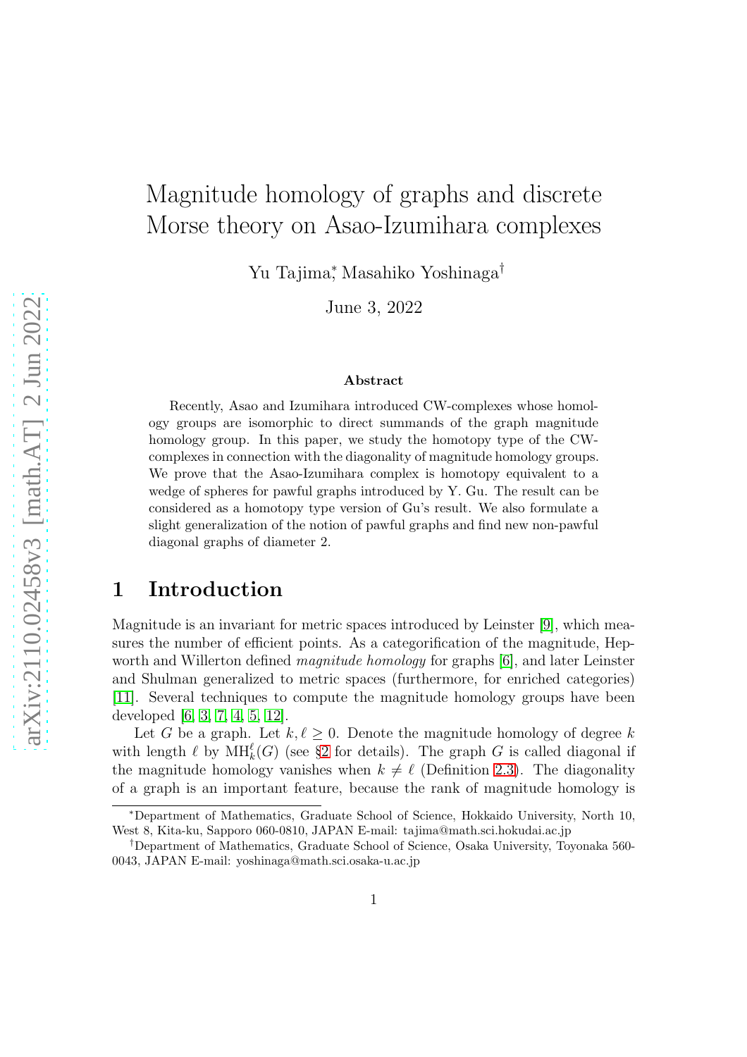# Magnitude homology of graphs and discrete Morse theory on Asao-Izumihara complexes

Yu Tajima[*], Masahiko Yoshinaga[†]

June 3, 2022

### Abstract

Recently, Asao and Izumihara introduced CW-complexes whose homology groups are isomorphic to direct summands of the graph magnitude homology group. In this paper, we study the homotopy type of the CW-complexes in connection with the diagonality of magnitude homology groups. We prove that the Asao-Izumihara complex is homotopy equivalent to a wedge of spheres for pawful graphs introduced by Y. Gu. The result can be considered as a homotopy type version of Gu's result. We also formulate a slight generalization of the notion of pawful graphs and find new non-pawful diagonal graphs of diameter 2.

## 1 Introduction

Magnitude is an invariant for metric spaces introduced by Leinster [9], which measures the number of efficient points. As a categorification of the magnitude, Hepworth and Willerton defined *magnitude homology* for graphs [6], and later Leinster and Shulman generalized to metric spaces (furthermore, for enriched categories) [11]. Several techniques to compute the magnitude homology groups have been developed [6, 3, 7, 4, 5, 12].

Let $G$ be a graph. Let $k, \ell \geq 0$. Denote the magnitude homology of degree $k$ with length $\ell$ by $\mathrm{MH}_k^\ell(G)$ (see §2 for details). The graph $G$ is called diagonal if the magnitude homology vanishes when $k \neq \ell$ (Definition 2.3). The diagonality of a graph is an important feature, because the rank of magnitude homology is

[*]Department of Mathematics, Graduate School of Science, Hokkaido University, North 10, West 8, Kita-ku, Sapporo 060-0810, JAPAN E-mail: tajima@math.sci.hokudai.ac.jp

[†]Department of Mathematics, Graduate School of Science, Osaka University, Toyonaka 560-0043, JAPAN E-mail: yoshinaga@math.sci.osaka-u.ac.jp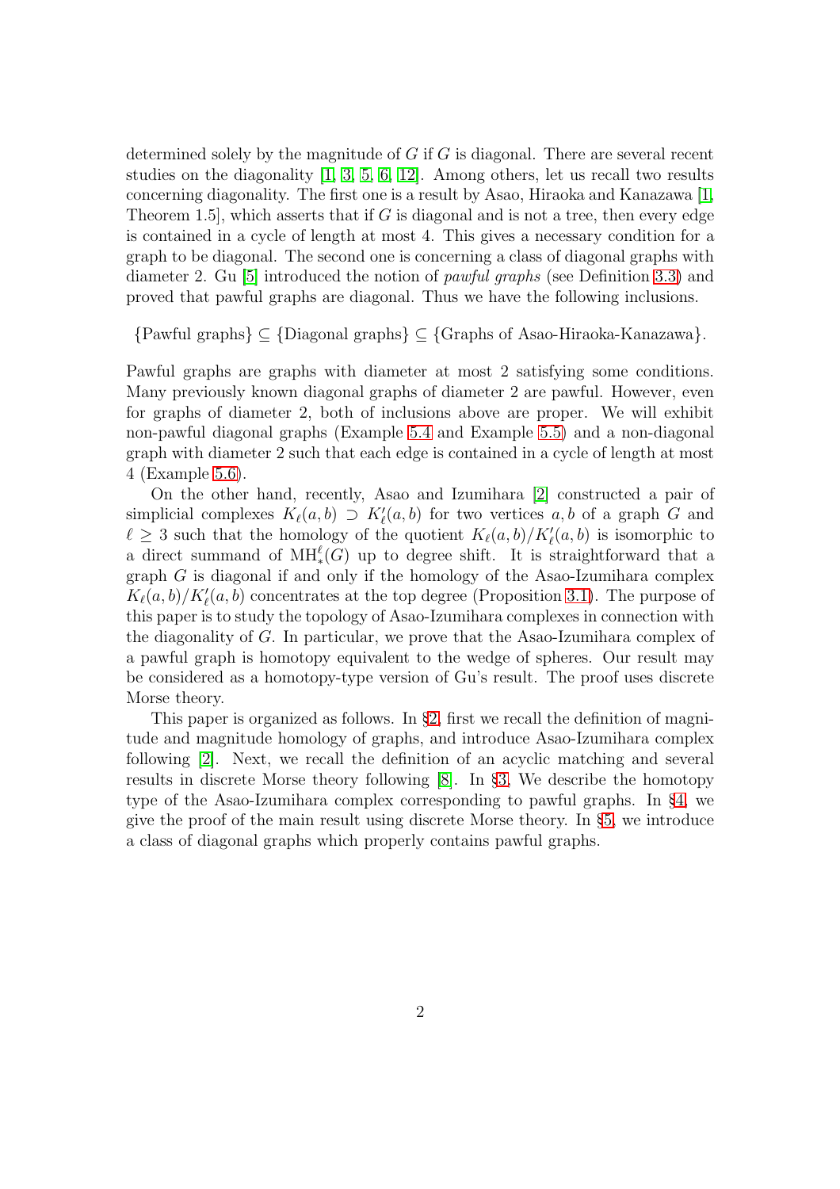determined solely by the magnitude of $G$ if $G$ is diagonal. There are several recent studies on the diagonality [1, 3, 5, 6, 12]. Among others, let us recall two results concerning diagonality. The first one is a result by Asao, Hiraoka and Kanazawa [1, Theorem 1.5], which asserts that if $G$ is diagonal and is not a tree, then every edge is contained in a cycle of length at most 4. This gives a necessary condition for a graph to be diagonal. The second one is concerning a class of diagonal graphs with diameter 2. Gu [5] introduced the notion of *pawful graphs* (see Definition 3.3) and proved that pawful graphs are diagonal. Thus we have the following inclusions.

$$\{\text{Pawful graphs}\} \subseteq \{\text{Diagonal graphs}\} \subseteq \{\text{Graphs of Asao-Hiraoka-Kanazawa}\}.$$

Pawful graphs are graphs with diameter at most 2 satisfying some conditions. Many previously known diagonal graphs of diameter 2 are pawful. However, even for graphs of diameter 2, both of inclusions above are proper. We will exhibit non-pawful diagonal graphs (Example 5.4 and Example 5.5) and a non-diagonal graph with diameter 2 such that each edge is contained in a cycle of length at most 4 (Example 5.6).

On the other hand, recently, Asao and Izumihara [2] constructed a pair of simplicial complexes $K_\ell(a,b) \supset K'_\ell(a,b)$ for two vertices $a, b$ of a graph $G$ and $\ell \geq 3$ such that the homology of the quotient $K_\ell(a,b)/K'_\ell(a,b)$ is isomorphic to a direct summand of $\mathrm{MH}^\ell_*(G)$ up to degree shift. It is straightforward that a graph $G$ is diagonal if and only if the homology of the Asao-Izumihara complex $K_\ell(a,b)/K'_\ell(a,b)$ concentrates at the top degree (Proposition 3.1). The purpose of this paper is to study the topology of Asao-Izumihara complexes in connection with the diagonality of $G$. In particular, we prove that the Asao-Izumihara complex of a pawful graph is homotopy equivalent to the wedge of spheres. Our result may be considered as a homotopy-type version of Gu's result. The proof uses discrete Morse theory.

This paper is organized as follows. In §2, first we recall the definition of magnitude and magnitude homology of graphs, and introduce Asao-Izumihara complex following [2]. Next, we recall the definition of an acyclic matching and several results in discrete Morse theory following [8]. In §3, We describe the homotopy type of the Asao-Izumihara complex corresponding to pawful graphs. In §4, we give the proof of the main result using discrete Morse theory. In §5, we introduce a class of diagonal graphs which properly contains pawful graphs.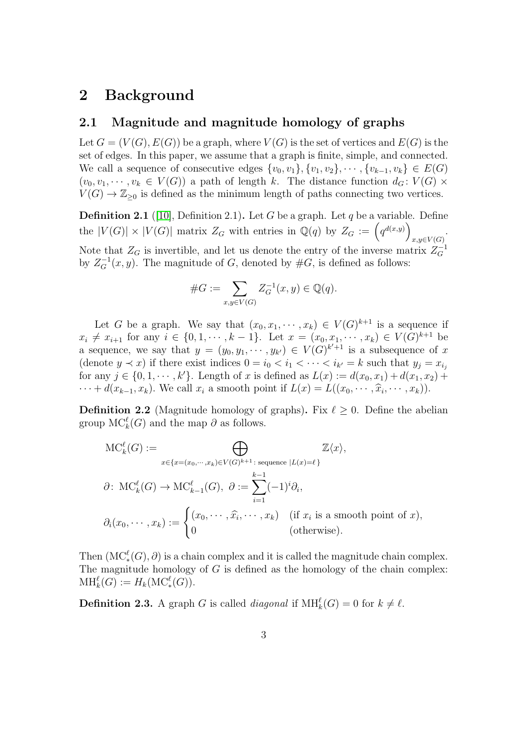## 2 Background

### 2.1 Magnitude and magnitude homology of graphs

Let $G = (V(G), E(G))$ be a graph, where $V(G)$ is the set of vertices and $E(G)$ is the set of edges. In this paper, we assume that a graph is finite, simple, and connected. We call a sequence of consecutive edges $\{v_0, v_1\}, \{v_1, v_2\}, \cdots, \{v_{k-1}, v_k\} \in E(G)$ $(v_0, v_1, \cdots, v_k \in V(G))$ a path of length $k$. The distance function $d_G \colon V(G) \times V(G) \to \mathbb{Z}_{\geq 0}$ is defined as the minimum length of paths connecting two vertices.

**Definition 2.1** ([10], Definition 2.1)**.** Let $G$ be a graph. Let $q$ be a variable. Define the $|V(G)| \times |V(G)|$ matrix $Z_G$ with entries in $\mathbb{Q}(q)$ by $Z_G := \left(q^{d(x,y)}\right)_{x,y \in V(G)}$. Note that $Z_G$ is invertible, and let us denote the entry of the inverse matrix $Z_G^{-1}$ by $Z_G^{-1}(x, y)$. The magnitude of $G$, denoted by $\#G$, is defined as follows:

$$\#G := \sum_{x,y \in V(G)} Z_G^{-1}(x, y) \in \mathbb{Q}(q).$$

Let $G$ be a graph. We say that $(x_0, x_1, \cdots, x_k) \in V(G)^{k+1}$ is a sequence if $x_i \neq x_{i+1}$ for any $i \in \{0, 1, \cdots, k-1\}$. Let $x = (x_0, x_1, \cdots, x_k) \in V(G)^{k+1}$ be a sequence, we say that $y = (y_0, y_1, \cdots, y_{k'}) \in V(G)^{k'+1}$ is a subsequence of $x$ (denote $y \prec x$) if there exist indices $0 = i_0 < i_1 < \cdots < i_{k'} = k$ such that $y_j = x_{i_j}$ for any $j \in \{0, 1, \cdots, k'\}$. Length of $x$ is defined as $L(x) := d(x_0, x_1) + d(x_1, x_2) + \cdots + d(x_{k-1}, x_k)$. We call $x_i$ a smooth point if $L(x) = L((x_0, \cdots, \widehat{x_i}, \cdots, x_k))$.

**Definition 2.2** (Magnitude homology of graphs)**.** Fix $\ell \geq 0$. Define the abelian group $\mathrm{MC}_k^\ell(G)$ and the map $\partial$ as follows.

$$\mathrm{MC}_k^\ell(G) := \bigoplus_{x \in \{x = (x_0, \cdots, x_k) \in V(G)^{k+1} : \text{ sequence } | L(x) = \ell\}} \mathbb{Z}\langle x \rangle,$$

$$\partial \colon \mathrm{MC}_k^\ell(G) \to \mathrm{MC}_{k-1}^\ell(G),\ \partial := \sum_{i=1}^{k-1} (-1)^i \partial_i,$$

$$\partial_i(x_0, \cdots, x_k) := \begin{cases} (x_0, \cdots, \widehat{x_i}, \cdots, x_k) & (\text{if } x_i \text{ is a smooth point of } x), \\ 0 & (\text{otherwise}). \end{cases}$$

Then $(\mathrm{MC}_*^\ell(G), \partial)$ is a chain complex and it is called the magnitude chain complex. The magnitude homology of $G$ is defined as the homology of the chain complex: $\mathrm{MH}_k^\ell(G) := H_k(\mathrm{MC}_*^\ell(G))$.

**Definition 2.3.** A graph $G$ is called *diagonal* if $\mathrm{MH}_k^\ell(G) = 0$ for $k \neq \ell$.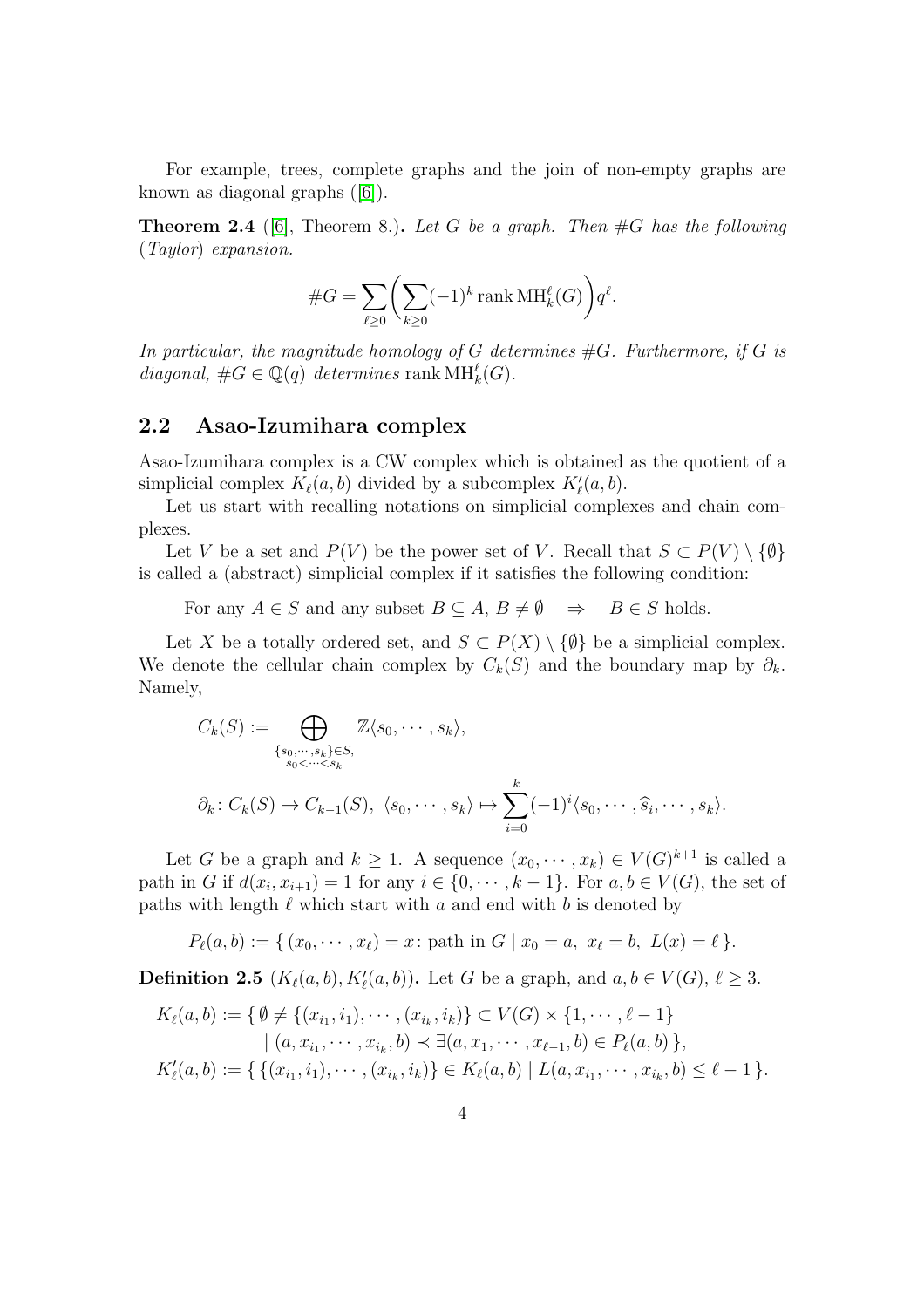For example, trees, complete graphs and the join of non-empty graphs are known as diagonal graphs ([6]).

**Theorem 2.4** ([6], Theorem 8.)**.** *Let $G$ be a graph. Then $\#G$ has the following (Taylor) expansion.*

$$\#G = \sum_{\ell \geq 0} \left( \sum_{k \geq 0} (-1)^k \operatorname{rank} \mathrm{MH}_k^\ell(G) \right) q^\ell.$$

*In particular, the magnitude homology of $G$ determines $\#G$. Furthermore, if $G$ is diagonal, $\#G \in \mathbb{Q}(q)$ determines $\operatorname{rank} \mathrm{MH}_k^\ell(G)$.*

## 2.2 Asao-Izumihara complex

Asao-Izumihara complex is a CW complex which is obtained as the quotient of a simplicial complex $K_\ell(a, b)$ divided by a subcomplex $K'_\ell(a, b)$.

Let us start with recalling notations on simplicial complexes and chain complexes.

Let $V$ be a set and $P(V)$ be the power set of $V$. Recall that $S \subset P(V) \setminus \{\emptyset\}$ is called a (abstract) simplicial complex if it satisfies the following condition:

For any $A \in S$ and any subset $B \subseteq A$, $B \neq \emptyset \quad \Rightarrow \quad B \in S$ holds.

Let $X$ be a totally ordered set, and $S \subset P(X) \setminus \{\emptyset\}$ be a simplicial complex. We denote the cellular chain complex by $C_k(S)$ and the boundary map by $\partial_k$. Namely,

$$C_k(S) := \bigoplus_{\substack{\{s_0, \cdots, s_k\} \in S, \\ s_0 < \cdots < s_k}} \mathbb{Z}\langle s_0, \cdots, s_k \rangle,$$

$$\partial_k \colon C_k(S) \to C_{k-1}(S),\ \langle s_0, \cdots, s_k \rangle \mapsto \sum_{i=0}^{k} (-1)^i \langle s_0, \cdots, \widehat{s_i}, \cdots, s_k \rangle.$$

Let $G$ be a graph and $k \geq 1$. A sequence $(x_0, \cdots, x_k) \in V(G)^{k+1}$ is called a path in $G$ if $d(x_i, x_{i+1}) = 1$ for any $i \in \{0, \cdots, k-1\}$. For $a, b \in V(G)$, the set of paths with length $\ell$ which start with $a$ and end with $b$ is denoted by

$$P_\ell(a, b) := \{\, (x_0, \cdots, x_\ell) = x \colon \text{path in } G \mid x_0 = a,\ x_\ell = b,\ L(x) = \ell \,\}.$$

**Definition 2.5** ($K_\ell(a, b), K'_\ell(a, b)$)**.** Let $G$ be a graph, and $a, b \in V(G)$, $\ell \geq 3$.

$$\begin{aligned}
K_\ell(a, b) := \{\, &\emptyset \neq \{(x_{i_1}, i_1), \cdots, (x_{i_k}, i_k)\} \subset V(G) \times \{1, \cdots, \ell - 1\} \\
&\mid (a, x_{i_1}, \cdots, x_{i_k}, b) \prec \exists (a, x_1, \cdots, x_{\ell-1}, b) \in P_\ell(a, b) \,\}, \\
K'_\ell(a, b) := \{\, &\{(x_{i_1}, i_1), \cdots, (x_{i_k}, i_k)\} \in K_\ell(a, b) \mid L(a, x_{i_1}, \cdots, x_{i_k}, b) \leq \ell - 1 \,\}.
\end{aligned}$$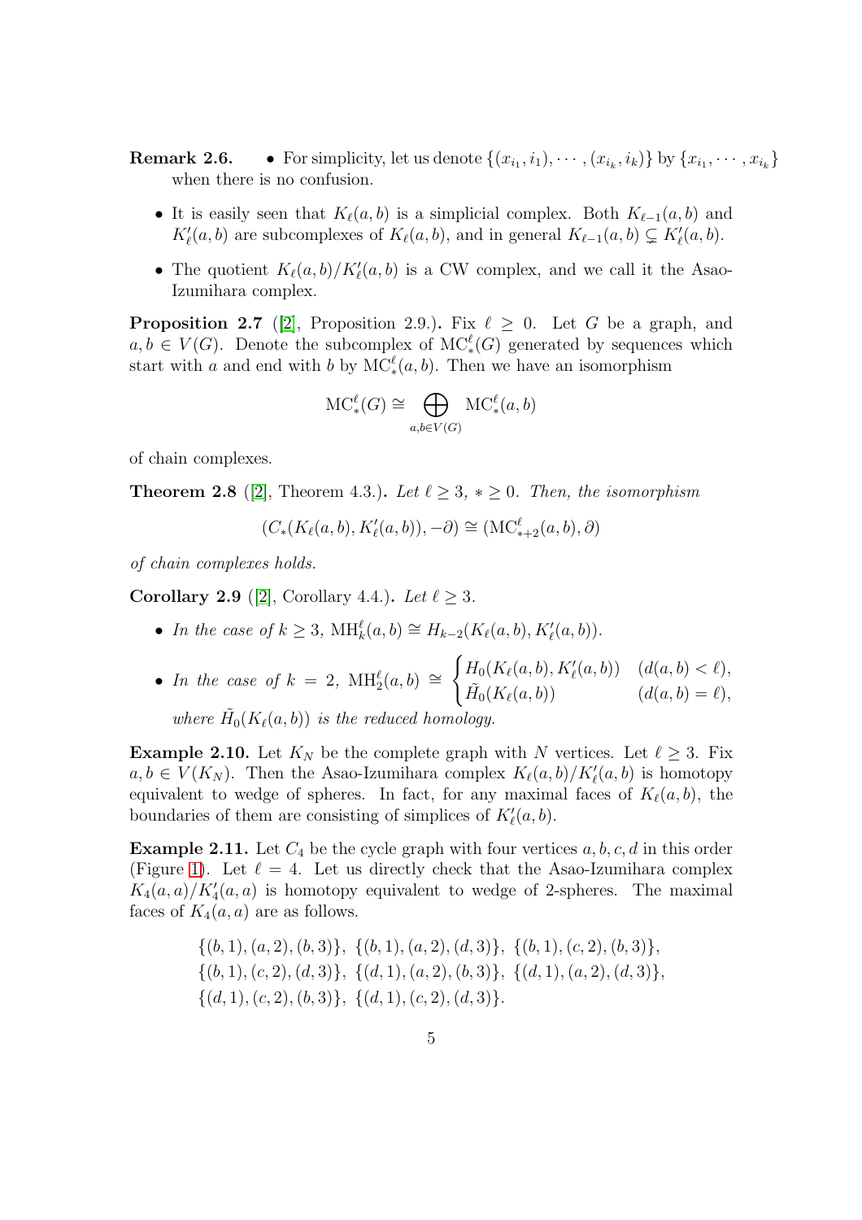**Remark 2.6.**

- For simplicity, let us denote $\{(x_{i_1}, i_1), \cdots, (x_{i_k}, i_k)\}$ by $\{x_{i_1}, \cdots, x_{i_k}\}$ when there is no confusion.
- It is easily seen that $K_\ell(a, b)$ is a simplicial complex. Both $K_{\ell-1}(a, b)$ and $K'_\ell(a, b)$ are subcomplexes of $K_\ell(a, b)$, and in general $K_{\ell-1}(a, b) \subsetneq K'_\ell(a, b)$.
- The quotient $K_\ell(a, b)/K'_\ell(a, b)$ is a CW complex, and we call it the Asao-Izumihara complex.

**Proposition 2.7** ([2], Proposition 2.9.)**.** Fix $\ell \geq 0$. Let $G$ be a graph, and $a, b \in V(G)$. Denote the subcomplex of $\mathrm{MC}^\ell_*(G)$ generated by sequences which start with $a$ and end with $b$ by $\mathrm{MC}^\ell_*(a, b)$. Then we have an isomorphism

$$\mathrm{MC}^\ell_*(G) \cong \bigoplus_{a,b \in V(G)} \mathrm{MC}^\ell_*(a, b)$$

of chain complexes.

**Theorem 2.8** ([2], Theorem 4.3.)**.** *Let $\ell \geq 3$, $* \geq 0$. Then, the isomorphism*

$$(C_*(K_\ell(a, b), K'_\ell(a, b)), -\partial) \cong (\mathrm{MC}^\ell_{*+2}(a, b), \partial)$$

*of chain complexes holds.*

**Corollary 2.9** ([2], Corollary 4.4.)**.** *Let $\ell \geq 3$.*

- *In the case of $k \geq 3$, $\mathrm{MH}^\ell_k(a, b) \cong H_{k-2}(K_\ell(a, b), K'_\ell(a, b))$.*
- *In the case of $k = 2$, $\mathrm{MH}^\ell_2(a, b) \cong \begin{cases} H_0(K_\ell(a, b), K'_\ell(a, b)) & (d(a, b) < \ell), \\ \tilde{H}_0(K_\ell(a, b)) & (d(a, b) = \ell), \end{cases}$ where $\tilde{H}_0(K_\ell(a, b))$ is the reduced homology.*

**Example 2.10.** Let $K_N$ be the complete graph with $N$ vertices. Let $\ell \geq 3$. Fix $a, b \in V(K_N)$. Then the Asao-Izumihara complex $K_\ell(a, b)/K'_\ell(a, b)$ is homotopy equivalent to wedge of spheres. In fact, for any maximal faces of $K_\ell(a, b)$, the boundaries of them are consisting of simplices of $K'_\ell(a, b)$.

**Example 2.11.** Let $C_4$ be the cycle graph with four vertices $a, b, c, d$ in this order (Figure 1). Let $\ell = 4$. Let us directly check that the Asao-Izumihara complex $K_4(a, a)/K'_4(a, a)$ is homotopy equivalent to wedge of 2-spheres. The maximal faces of $K_4(a, a)$ are as follows.

$$\{(b, 1), (a, 2), (b, 3)\},\ \{(b, 1), (a, 2), (d, 3)\},\ \{(b, 1), (c, 2), (b, 3)\},$$
$$\{(b, 1), (c, 2), (d, 3)\},\ \{(d, 1), (a, 2), (b, 3)\},\ \{(d, 1), (a, 2), (d, 3)\},$$
$$\{(d, 1), (c, 2), (b, 3)\},\ \{(d, 1), (c, 2), (d, 3)\}.$$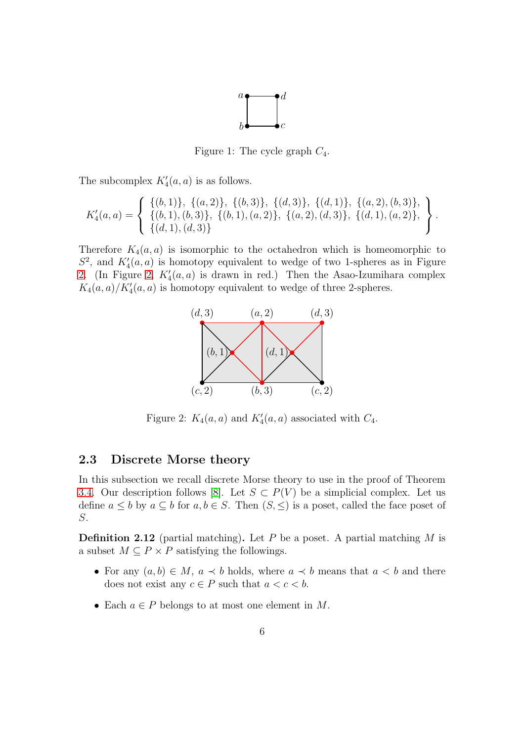Figure 1: The cycle graph $C_4$.

The subcomplex $K'_4(a,a)$ is as follows.

$$K'_4(a,a) = \left\{ \begin{array}{l} \{(b,1)\},\ \{(a,2)\},\ \{(b,3)\},\ \{(d,3)\},\ \{(d,1)\},\ \{(a,2),(b,3)\}, \\ \{(b,1),(b,3)\},\ \{(b,1),(a,2)\},\ \{(a,2),(d,3)\},\ \{(d,1),(a,2)\}, \\ \{(d,1),(d,3)\} \end{array} \right\}.$$

Therefore $K_4(a,a)$ is isomorphic to the octahedron which is homeomorphic to $S^2$, and $K'_4(a,a)$ is homotopy equivalent to wedge of two 1-spheres as in Figure 2. (In Figure 2, $K'_4(a,a)$ is drawn in red.) Then the Asao-Izumihara complex $K_4(a,a)/K'_4(a,a)$ is homotopy equivalent to wedge of three 2-spheres.

Figure 2: $K_4(a,a)$ and $K'_4(a,a)$ associated with $C_4$.

## 2.3 Discrete Morse theory

In this subsection we recall discrete Morse theory to use in the proof of Theorem 3.4. Our description follows [8]. Let $S \subset P(V)$ be a simplicial complex. Let us define $a \leq b$ by $a \subseteq b$ for $a, b \in S$. Then $(S, \leq)$ is a poset, called the face poset of $S$.

**Definition 2.12** (partial matching)**.** Let $P$ be a poset. A partial matching $M$ is a subset $M \subseteq P \times P$ satisfying the followings.

- For any $(a,b) \in M$, $a \prec b$ holds, where $a \prec b$ means that $a < b$ and there does not exist any $c \in P$ such that $a < c < b$.
- Each $a \in P$ belongs to at most one element in $M$.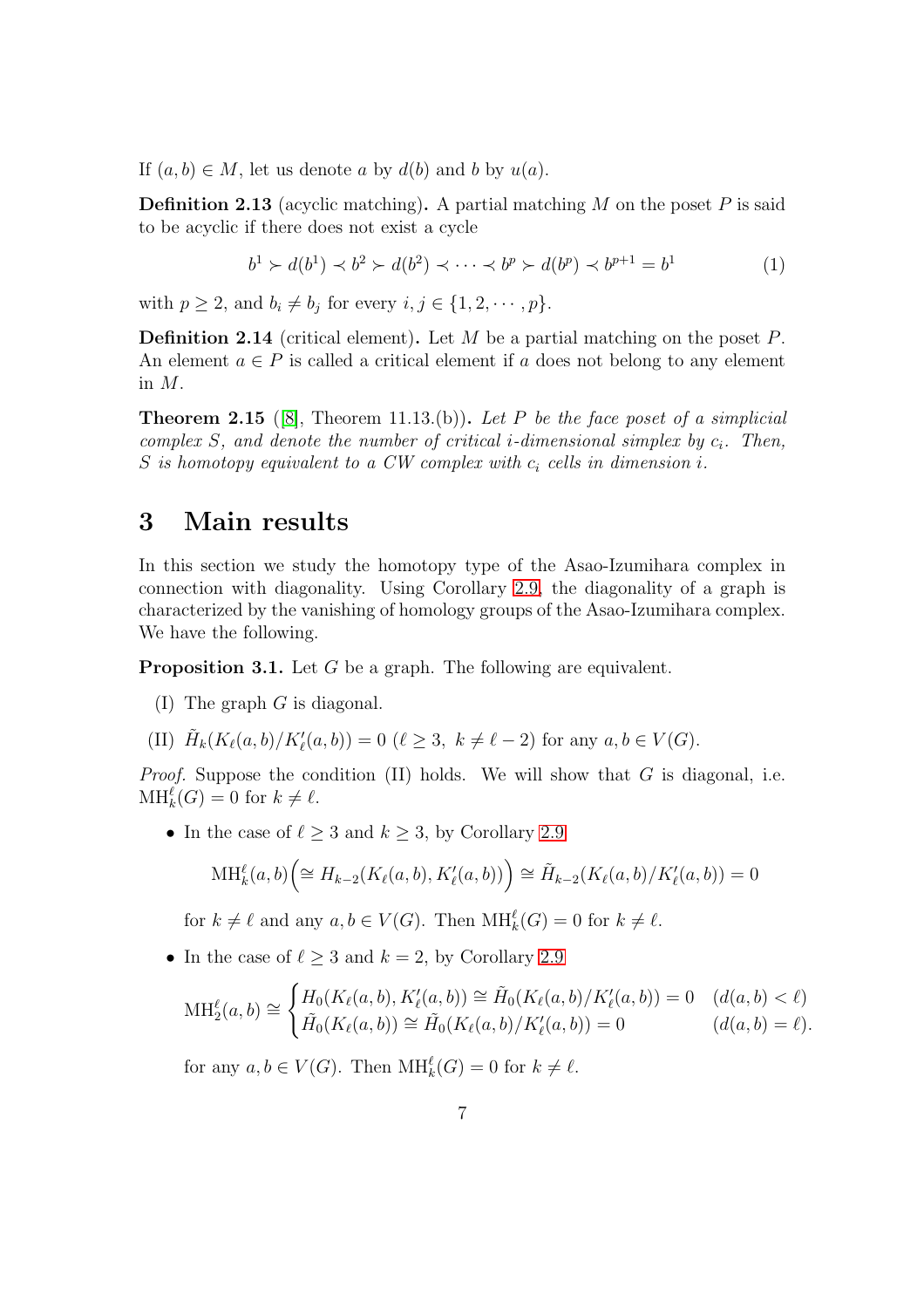If $(a, b) \in M$, let us denote $a$ by $d(b)$ and $b$ by $u(a)$.

**Definition 2.13** (acyclic matching)**.** A partial matching $M$ on the poset $P$ is said to be acyclic if there does not exist a cycle

$$b^1 \succ d(b^1) \prec b^2 \succ d(b^2) \prec \cdots \prec b^p \succ d(b^p) \prec b^{p+1} = b^1 \tag{1}$$

with $p \geq 2$, and $b_i \neq b_j$ for every $i, j \in \{1, 2, \cdots, p\}$.

**Definition 2.14** (critical element)**.** Let $M$ be a partial matching on the poset $P$. An element $a \in P$ is called a critical element if $a$ does not belong to any element in $M$.

**Theorem 2.15** ([8], Theorem 11.13.(b))**.** *Let $P$ be the face poset of a simplicial complex $S$, and denote the number of critical $i$-dimensional simplex by $c_i$. Then, $S$ is homotopy equivalent to a CW complex with $c_i$ cells in dimension $i$.*

# 3 Main results

In this section we study the homotopy type of the Asao-Izumihara complex in connection with diagonality. Using Corollary 2.9, the diagonality of a graph is characterized by the vanishing of homology groups of the Asao-Izumihara complex. We have the following.

**Proposition 3.1.** Let $G$ be a graph. The following are equivalent.

(I) The graph $G$ is diagonal.

(II) $\tilde{H}_k(K_\ell(a, b)/K'_\ell(a, b)) = 0$ ($\ell \geq 3$, $k \neq \ell - 2$) for any $a, b \in V(G)$.

*Proof.* Suppose the condition (II) holds. We will show that $G$ is diagonal, i.e. $\mathrm{MH}^\ell_k(G) = 0$ for $k \neq \ell$.

- In the case of $\ell \geq 3$ and $k \geq 3$, by Corollary 2.9

  $$\mathrm{MH}^\ell_k(a, b) \Big( \cong H_{k-2}(K_\ell(a, b), K'_\ell(a, b)) \Big) \cong \tilde{H}_{k-2}(K_\ell(a, b)/K'_\ell(a, b)) = 0$$

  for $k \neq \ell$ and any $a, b \in V(G)$. Then $\mathrm{MH}^\ell_k(G) = 0$ for $k \neq \ell$.

- In the case of $\ell \geq 3$ and $k = 2$, by Corollary 2.9

  $$\mathrm{MH}^\ell_2(a, b) \cong \begin{cases} H_0(K_\ell(a, b), K'_\ell(a, b)) \cong \tilde{H}_0(K_\ell(a, b)/K'_\ell(a, b)) = 0 & (d(a, b) < \ell) \\ \tilde{H}_0(K_\ell(a, b)) \cong \tilde{H}_0(K_\ell(a, b)/K'_\ell(a, b)) = 0 & (d(a, b) = \ell). \end{cases}$$

  for any $a, b \in V(G)$. Then $\mathrm{MH}^\ell_k(G) = 0$ for $k \neq \ell$.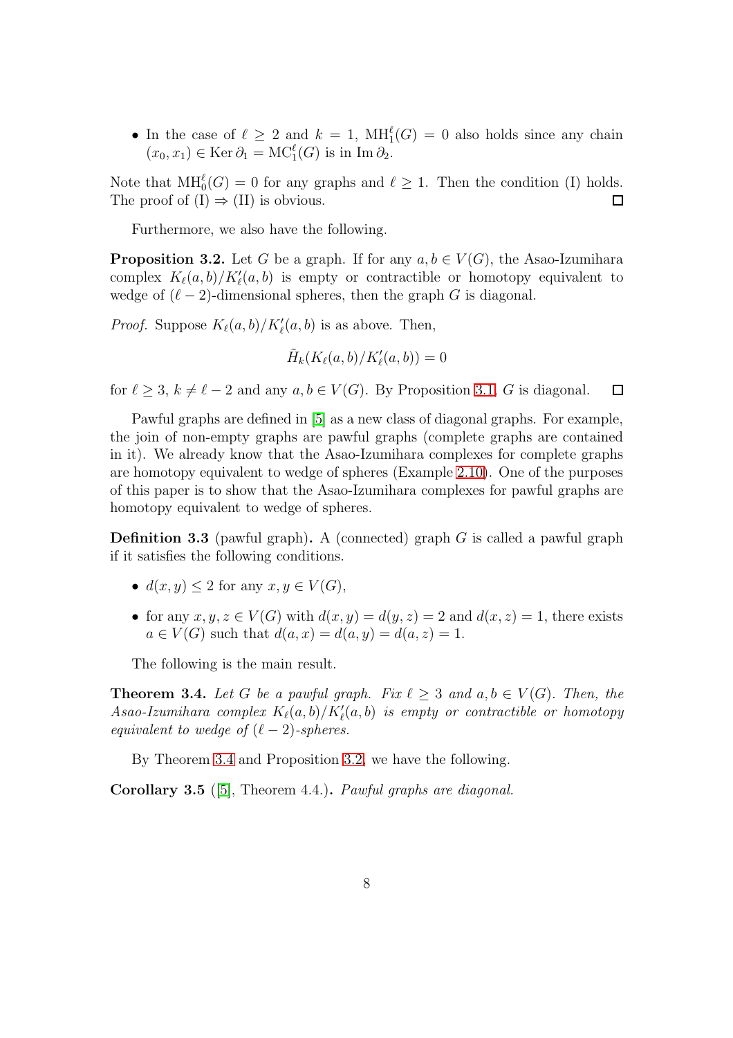- In the case of $\ell \geq 2$ and $k = 1$, $\mathrm{MH}_1^\ell(G) = 0$ also holds since any chain $(x_0, x_1) \in \operatorname{Ker} \partial_1 = \mathrm{MC}_1^\ell(G)$ is in $\operatorname{Im} \partial_2$.

Note that $\mathrm{MH}_0^\ell(G) = 0$ for any graphs and $\ell \geq 1$. Then the condition (I) holds. The proof of (I) $\Rightarrow$ (II) is obvious. □

Furthermore, we also have the following.

**Proposition 3.2.** Let $G$ be a graph. If for any $a, b \in V(G)$, the Asao-Izumihara complex $K_\ell(a,b)/K'_\ell(a,b)$ is empty or contractible or homotopy equivalent to wedge of $(\ell - 2)$-dimensional spheres, then the graph $G$ is diagonal.

*Proof.* Suppose $K_\ell(a,b)/K'_\ell(a,b)$ is as above. Then,

$$\tilde{H}_k(K_\ell(a,b)/K'_\ell(a,b)) = 0$$

for $\ell \geq 3$, $k \neq \ell - 2$ and any $a, b \in V(G)$. By Proposition 3.1, $G$ is diagonal. □

Pawful graphs are defined in [5] as a new class of diagonal graphs. For example, the join of non-empty graphs are pawful graphs (complete graphs are contained in it). We already know that the Asao-Izumihara complexes for complete graphs are homotopy equivalent to wedge of spheres (Example 2.10). One of the purposes of this paper is to show that the Asao-Izumihara complexes for pawful graphs are homotopy equivalent to wedge of spheres.

**Definition 3.3** (pawful graph)**.** A (connected) graph $G$ is called a pawful graph if it satisfies the following conditions.

- $d(x, y) \leq 2$ for any $x, y \in V(G)$,
- for any $x, y, z \in V(G)$ with $d(x, y) = d(y, z) = 2$ and $d(x, z) = 1$, there exists $a \in V(G)$ such that $d(a, x) = d(a, y) = d(a, z) = 1$.

The following is the main result.

**Theorem 3.4.** *Let $G$ be a pawful graph. Fix $\ell \geq 3$ and $a, b \in V(G)$. Then, the Asao-Izumihara complex $K_\ell(a,b)/K'_\ell(a,b)$ is empty or contractible or homotopy equivalent to wedge of $(\ell - 2)$-spheres.*

By Theorem 3.4 and Proposition 3.2, we have the following.

**Corollary 3.5** ([5], Theorem 4.4.)**.** *Pawful graphs are diagonal.*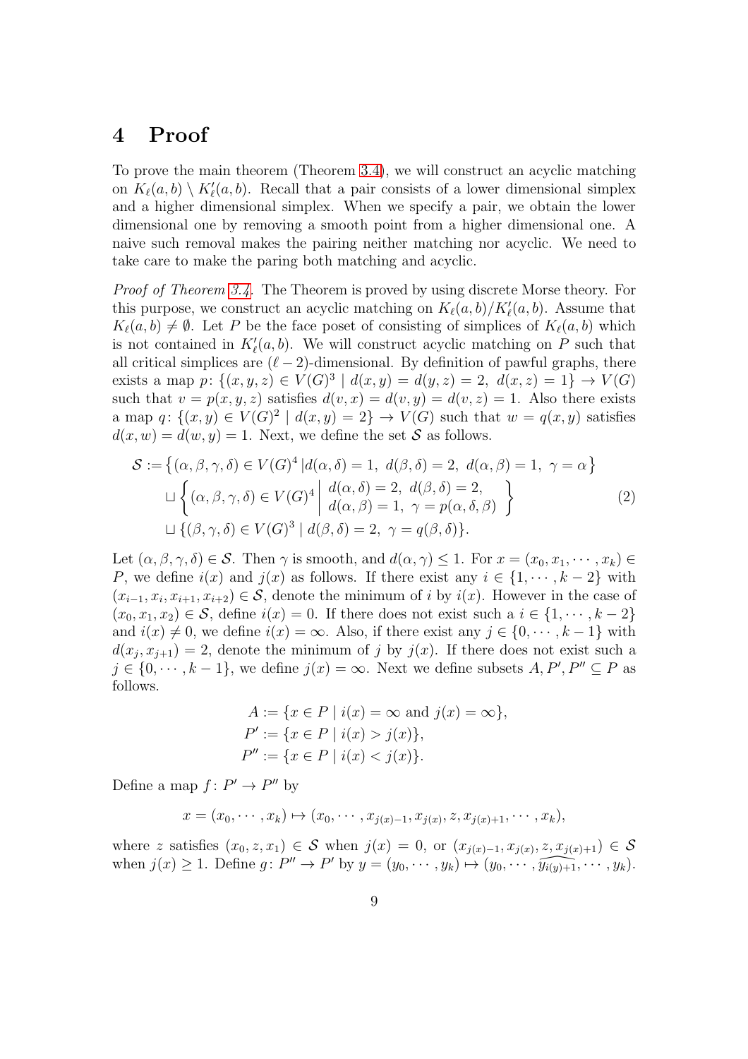# 4 Proof

To prove the main theorem (Theorem 3.4), we will construct an acyclic matching on $K_\ell(a,b) \setminus K'_\ell(a,b)$. Recall that a pair consists of a lower dimensional simplex and a higher dimensional simplex. When we specify a pair, we obtain the lower dimensional one by removing a smooth point from a higher dimensional one. A naive such removal makes the pairing neither matching nor acyclic. We need to take care to make the paring both matching and acyclic.

*Proof of Theorem 3.4.* The Theorem is proved by using discrete Morse theory. For this purpose, we construct an acyclic matching on $K_\ell(a,b)/K'_\ell(a,b)$. Assume that $K_\ell(a,b) \neq \emptyset$. Let $P$ be the face poset of consisting of simplices of $K_\ell(a,b)$ which is not contained in $K'_\ell(a,b)$. We will construct acyclic matching on $P$ such that all critical simplices are $(\ell-2)$-dimensional. By definition of pawful graphs, there exists a map $p\colon \{(x,y,z) \in V(G)^3 \mid d(x,y) = d(y,z) = 2,\ d(x,z) = 1\} \to V(G)$ such that $v = p(x,y,z)$ satisfies $d(v,x) = d(v,y) = d(v,z) = 1$. Also there exists a map $q\colon \{(x,y) \in V(G)^2 \mid d(x,y) = 2\} \to V(G)$ such that $w = q(x,y)$ satisfies $d(x,w) = d(w,y) = 1$. Next, we define the set $\mathcal{S}$ as follows.

$$
\begin{aligned}
\mathcal{S} :=& \left\{(\alpha,\beta,\gamma,\delta) \in V(G)^4 \,|\, d(\alpha,\delta) = 1,\ d(\beta,\delta) = 2,\ d(\alpha,\beta) = 1,\ \gamma = \alpha\right\} \\
&\sqcup \left\{(\alpha,\beta,\gamma,\delta) \in V(G)^4 \,\middle|\, \begin{array}{l} d(\alpha,\delta) = 2,\ d(\beta,\delta) = 2, \\ d(\alpha,\beta) = 1,\ \gamma = p(\alpha,\delta,\beta) \end{array} \right\} \\
&\sqcup \{(\beta,\gamma,\delta) \in V(G)^3 \mid d(\beta,\delta) = 2,\ \gamma = q(\beta,\delta)\}.
\end{aligned} \tag{2}
$$

Let $(\alpha,\beta,\gamma,\delta) \in \mathcal{S}$. Then $\gamma$ is smooth, and $d(\alpha,\gamma) \leq 1$. For $x = (x_0, x_1, \cdots, x_k) \in P$, we define $i(x)$ and $j(x)$ as follows. If there exist any $i \in \{1, \cdots, k-2\}$ with $(x_{i-1}, x_i, x_{i+1}, x_{i+2}) \in \mathcal{S}$, denote the minimum of $i$ by $i(x)$. However in the case of $(x_0, x_1, x_2) \in \mathcal{S}$, define $i(x) = 0$. If there does not exist such a $i \in \{1, \cdots, k-2\}$ and $i(x) \neq 0$, we define $i(x) = \infty$. Also, if there exist any $j \in \{0, \cdots, k-1\}$ with $d(x_j, x_{j+1}) = 2$, denote the minimum of $j$ by $j(x)$. If there does not exist such a $j \in \{0, \cdots, k-1\}$, we define $j(x) = \infty$. Next we define subsets $A, P', P'' \subseteq P$ as follows.

$$
\begin{aligned}
A &:= \{x \in P \mid i(x) = \infty \text{ and } j(x) = \infty\}, \\
P' &:= \{x \in P \mid i(x) > j(x)\}, \\
P'' &:= \{x \in P \mid i(x) < j(x)\}.
\end{aligned}
$$

Define a map $f\colon P' \to P''$ by

$$
x = (x_0, \cdots, x_k) \mapsto (x_0, \cdots, x_{j(x)-1}, x_{j(x)}, z, x_{j(x)+1}, \cdots, x_k),
$$

where $z$ satisfies $(x_0, z, x_1) \in \mathcal{S}$ when $j(x) = 0$, or $(x_{j(x)-1}, x_{j(x)}, z, x_{j(x)+1}) \in \mathcal{S}$ when $j(x) \geq 1$. Define $g\colon P'' \to P'$ by $y = (y_0, \cdots, y_k) \mapsto (y_0, \cdots, \widehat{y_{i(y)+1}}, \cdots, y_k)$.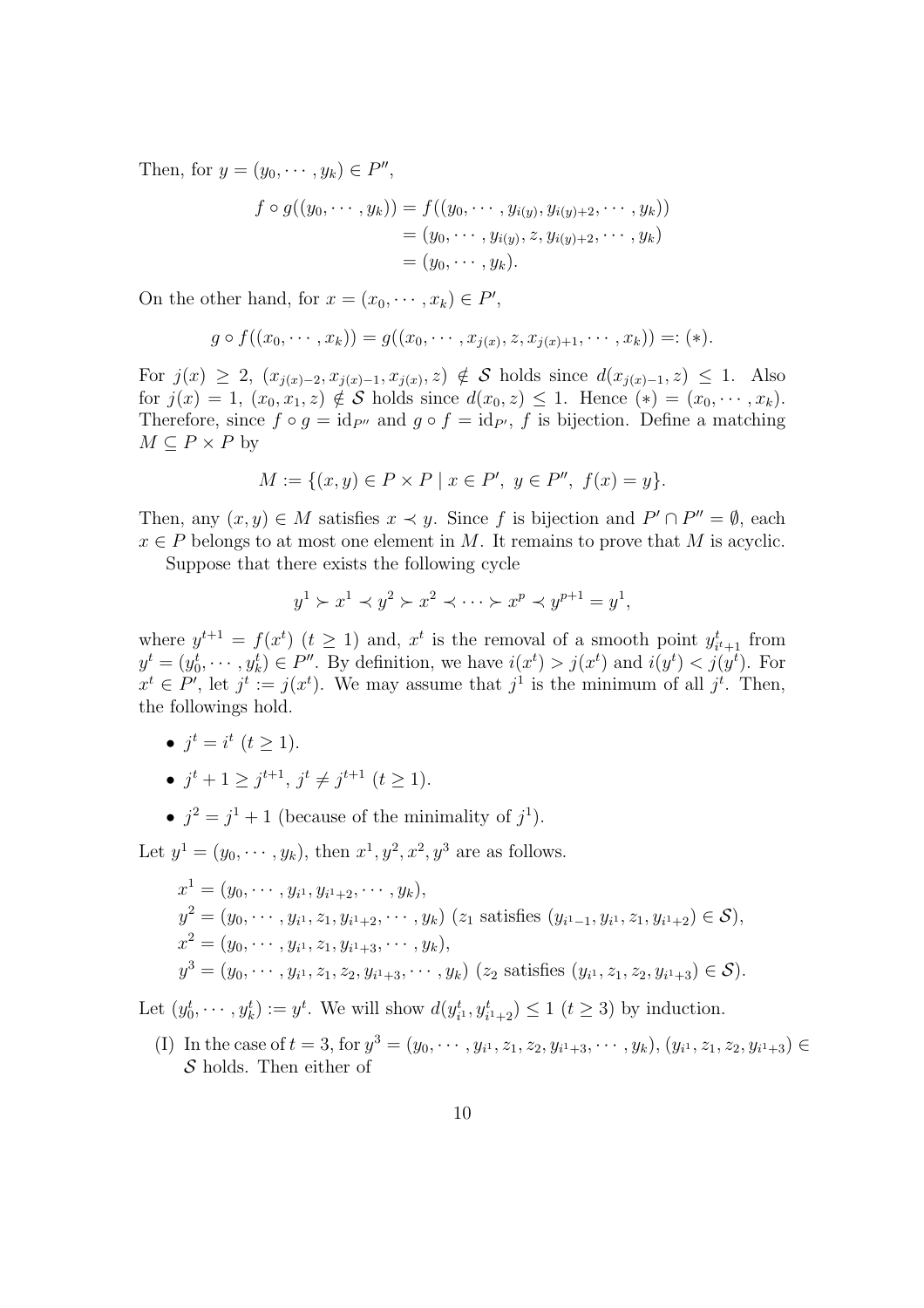Then, for $y = (y_0, \cdots, y_k) \in P''$,

$$\begin{aligned}
f \circ g((y_0, \cdots, y_k)) &= f((y_0, \cdots, y_{i(y)}, y_{i(y)+2}, \cdots, y_k)) \\
&= (y_0, \cdots, y_{i(y)}, z, y_{i(y)+2}, \cdots, y_k) \\
&= (y_0, \cdots, y_k).
\end{aligned}$$

On the other hand, for $x = (x_0, \cdots, x_k) \in P'$,

$$g \circ f((x_0, \cdots, x_k)) = g((x_0, \cdots, x_{j(x)}, z, x_{j(x)+1}, \cdots, x_k)) =: (*).$$

For $j(x) \geq 2$, $(x_{j(x)-2}, x_{j(x)-1}, x_{j(x)}, z) \notin \mathcal{S}$ holds since $d(x_{j(x)-1}, z) \leq 1$. Also for $j(x) = 1$, $(x_0, x_1, z) \notin \mathcal{S}$ holds since $d(x_0, z) \leq 1$. Hence $(*) = (x_0, \cdots, x_k)$. Therefore, since $f \circ g = \mathrm{id}_{P''}$ and $g \circ f = \mathrm{id}_{P'}$, $f$ is bijection. Define a matching $M \subseteq P \times P$ by

$$M := \{(x, y) \in P \times P \mid x \in P',\ y \in P'',\ f(x) = y\}.$$

Then, any $(x, y) \in M$ satisfies $x \prec y$. Since $f$ is bijection and $P' \cap P'' = \emptyset$, each $x \in P$ belongs to at most one element in $M$. It remains to prove that $M$ is acyclic.

Suppose that there exists the following cycle

$$y^1 \succ x^1 \prec y^2 \succ x^2 \prec \cdots \succ x^p \prec y^{p+1} = y^1,$$

where $y^{t+1} = f(x^t)$ $(t \geq 1)$ and, $x^t$ is the removal of a smooth point $y^t_{i^t+1}$ from $y^t = (y^t_0, \cdots, y^t_k) \in P''$. By definition, we have $i(x^t) > j(x^t)$ and $i(y^t) < j(y^t)$. For $x^t \in P'$, let $j^t := j(x^t)$. We may assume that $j^1$ is the minimum of all $j^t$. Then, the followings hold.

- $j^t = i^t$ $(t \geq 1)$.
- $j^t + 1 \geq j^{t+1}$, $j^t \neq j^{t+1}$ $(t \geq 1)$.
- $j^2 = j^1 + 1$ (because of the minimality of $j^1$).

Let $y^1 = (y_0, \cdots, y_k)$, then $x^1, y^2, x^2, y^3$ are as follows.

$$\begin{aligned}
&x^1 = (y_0, \cdots, y_{i^1}, y_{i^1+2}, \cdots, y_k), \\
&y^2 = (y_0, \cdots, y_{i^1}, z_1, y_{i^1+2}, \cdots, y_k) \ (z_1 \text{ satisfies } (y_{i^1-1}, y_{i^1}, z_1, y_{i^1+2}) \in \mathcal{S}), \\
&x^2 = (y_0, \cdots, y_{i^1}, z_1, y_{i^1+3}, \cdots, y_k), \\
&y^3 = (y_0, \cdots, y_{i^1}, z_1, z_2, y_{i^1+3}, \cdots, y_k) \ (z_2 \text{ satisfies } (y_{i^1}, z_1, z_2, y_{i^1+3}) \in \mathcal{S}).
\end{aligned}$$

Let $(y^t_0, \cdots, y^t_k) := y^t$. We will show $d(y^t_{i^1}, y^t_{i^1+2}) \leq 1$ $(t \geq 3)$ by induction.

(I) In the case of $t = 3$, for $y^3 = (y_0, \cdots, y_{i^1}, z_1, z_2, y_{i^1+3}, \cdots, y_k)$, $(y_{i^1}, z_1, z_2, y_{i^1+3}) \in \mathcal{S}$ holds. Then either of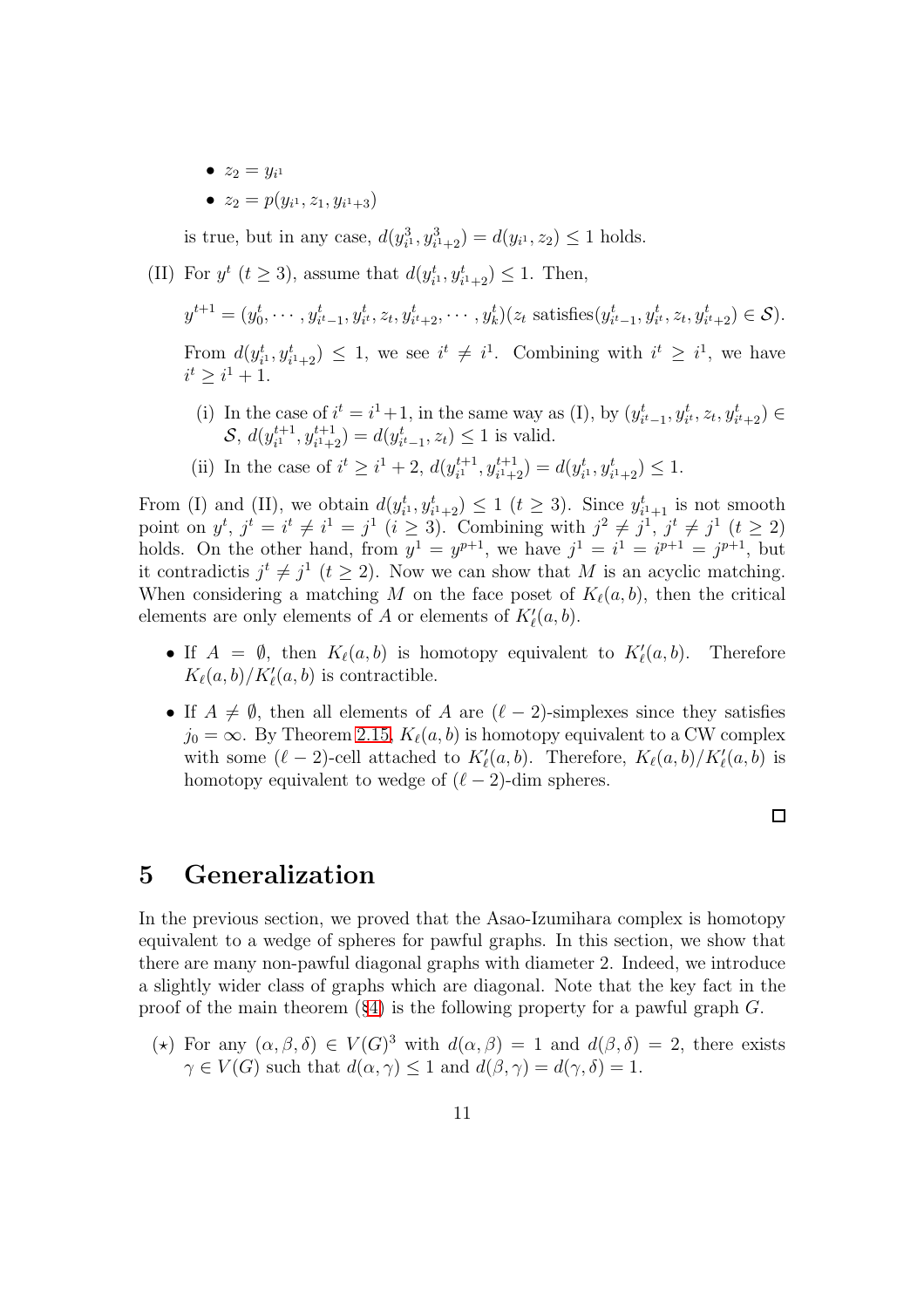- $z_2 = y_{i^1}$
- $z_2 = p(y_{i^1}, z_1, y_{i^1+3})$

is true, but in any case, $d(y^3_{i^1}, y^3_{i^1+2}) = d(y_{i^1}, z_2) \leq 1$ holds.

(II) For $y^t$ ($t \geq 3$), assume that $d(y^t_{i^1}, y^t_{i^1+2}) \leq 1$. Then,

$$y^{t+1} = (y^t_0, \cdots, y^t_{i^t-1}, y^t_{i^t}, z_t, y^t_{i^t+2}, \cdots, y^t_k)(z_t \text{ satisfies}(y^t_{i^t-1}, y^t_{i^t}, z_t, y^t_{i^t+2}) \in \mathcal{S}).$$

From $d(y^t_{i^1}, y^t_{i^1+2}) \leq 1$, we see $i^t \neq i^1$. Combining with $i^t \geq i^1$, we have $i^t \geq i^1 + 1$.

(i) In the case of $i^t = i^1+1$, in the same way as (I), by $(y^t_{i^t-1}, y^t_{i^t}, z_t, y^t_{i^t+2}) \in \mathcal{S}$, $d(y^{t+1}_{i^1}, y^{t+1}_{i^1+2}) = d(y^t_{i^t-1}, z_t) \leq 1$ is valid.

(ii) In the case of $i^t \geq i^1 + 2$, $d(y^{t+1}_{i^1}, y^{t+1}_{i^1+2}) = d(y^t_{i^1}, y^t_{i^1+2}) \leq 1$.

From (I) and (II), we obtain $d(y^t_{i^1}, y^t_{i^1+2}) \leq 1$ ($t \geq 3$). Since $y^t_{i^1+1}$ is not smooth point on $y^t$, $j^t = i^t \neq i^1 = j^1$ ($i \geq 3$). Combining with $j^2 \neq j^1$, $j^t \neq j^1$ ($t \geq 2$) holds. On the other hand, from $y^1 = y^{p+1}$, we have $j^1 = i^1 = i^{p+1} = j^{p+1}$, but it contradictis $j^t \neq j^1$ ($t \geq 2$). Now we can show that $M$ is an acyclic matching. When considering a matching $M$ on the face poset of $K_\ell(a,b)$, then the critical elements are only elements of $A$ or elements of $K'_\ell(a,b)$.

- If $A = \emptyset$, then $K_\ell(a,b)$ is homotopy equivalent to $K'_\ell(a,b)$. Therefore $K_\ell(a,b)/K'_\ell(a,b)$ is contractible.
- If $A \neq \emptyset$, then all elements of $A$ are $(\ell-2)$-simplexes since they satisfies $j_0 = \infty$. By Theorem 2.15, $K_\ell(a,b)$ is homotopy equivalent to a CW complex with some $(\ell-2)$-cell attached to $K'_\ell(a,b)$. Therefore, $K_\ell(a,b)/K'_\ell(a,b)$ is homotopy equivalent to wedge of $(\ell-2)$-dim spheres.

□

# 5 Generalization

In the previous section, we proved that the Asao-Izumihara complex is homotopy equivalent to a wedge of spheres for pawful graphs. In this section, we show that there are many non-pawful diagonal graphs with diameter 2. Indeed, we introduce a slightly wider class of graphs which are diagonal. Note that the key fact in the proof of the main theorem (§4) is the following property for a pawful graph $G$.

($\star$) For any $(\alpha, \beta, \delta) \in V(G)^3$ with $d(\alpha, \beta) = 1$ and $d(\beta, \delta) = 2$, there exists $\gamma \in V(G)$ such that $d(\alpha, \gamma) \leq 1$ and $d(\beta, \gamma) = d(\gamma, \delta) = 1$.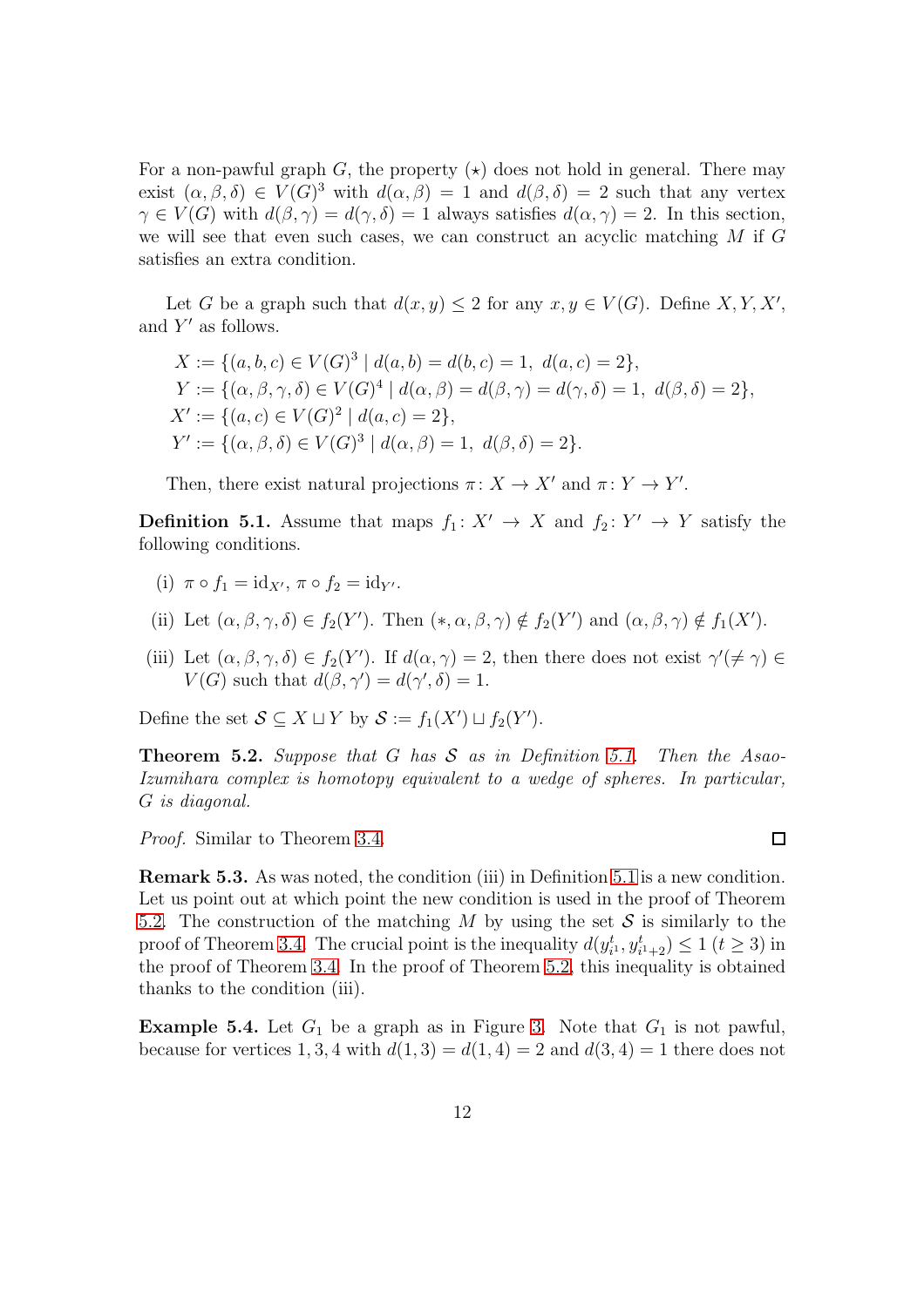For a non-pawful graph $G$, the property $(\star)$ does not hold in general. There may exist $(\alpha, \beta, \delta) \in V(G)^3$ with $d(\alpha, \beta) = 1$ and $d(\beta, \delta) = 2$ such that any vertex $\gamma \in V(G)$ with $d(\beta, \gamma) = d(\gamma, \delta) = 1$ always satisfies $d(\alpha, \gamma) = 2$. In this section, we will see that even such cases, we can construct an acyclic matching $M$ if $G$ satisfies an extra condition.

Let $G$ be a graph such that $d(x, y) \leq 2$ for any $x, y \in V(G)$. Define $X, Y, X'$, and $Y'$ as follows.

$$
\begin{aligned}
X &:= \{(a, b, c) \in V(G)^3 \mid d(a, b) = d(b, c) = 1,\ d(a, c) = 2\}, \\
Y &:= \{(\alpha, \beta, \gamma, \delta) \in V(G)^4 \mid d(\alpha, \beta) = d(\beta, \gamma) = d(\gamma, \delta) = 1,\ d(\beta, \delta) = 2\}, \\
X' &:= \{(a, c) \in V(G)^2 \mid d(a, c) = 2\}, \\
Y' &:= \{(\alpha, \beta, \delta) \in V(G)^3 \mid d(\alpha, \beta) = 1,\ d(\beta, \delta) = 2\}.
\end{aligned}
$$

Then, there exist natural projections $\pi \colon X \to X'$ and $\pi \colon Y \to Y'$.

**Definition 5.1.** Assume that maps $f_1 \colon X' \to X$ and $f_2 \colon Y' \to Y$ satisfy the following conditions.

(i) $\pi \circ f_1 = \mathrm{id}_{X'}$, $\pi \circ f_2 = \mathrm{id}_{Y'}$.

(ii) Let $(\alpha, \beta, \gamma, \delta) \in f_2(Y')$. Then $(*, \alpha, \beta, \gamma) \notin f_2(Y')$ and $(\alpha, \beta, \gamma) \notin f_1(X')$.

(iii) Let $(\alpha, \beta, \gamma, \delta) \in f_2(Y')$. If $d(\alpha, \gamma) = 2$, then there does not exist $\gamma'(\neq \gamma) \in V(G)$ such that $d(\beta, \gamma') = d(\gamma', \delta) = 1$.

Define the set $\mathcal{S} \subseteq X \sqcup Y$ by $\mathcal{S} := f_1(X') \sqcup f_2(Y')$.

**Theorem 5.2.** *Suppose that $G$ has $\mathcal{S}$ as in Definition 5.1. Then the Asao-Izumihara complex is homotopy equivalent to a wedge of spheres. In particular, $G$ is diagonal.*

*Proof.* Similar to Theorem 3.4. $\square$

**Remark 5.3.** As was noted, the condition (iii) in Definition 5.1 is a new condition. Let us point out at which point the new condition is used in the proof of Theorem 5.2. The construction of the matching $M$ by using the set $\mathcal{S}$ is similarly to the proof of Theorem 3.4. The crucial point is the inequality $d(y^t_{i^1}, y^t_{i^1+2}) \leq 1$ $(t \geq 3)$ in the proof of Theorem 3.4. In the proof of Theorem 5.2, this inequality is obtained thanks to the condition (iii).

**Example 5.4.** Let $G_1$ be a graph as in Figure 3. Note that $G_1$ is not pawful, because for vertices $1, 3, 4$ with $d(1, 3) = d(1, 4) = 2$ and $d(3, 4) = 1$ there does not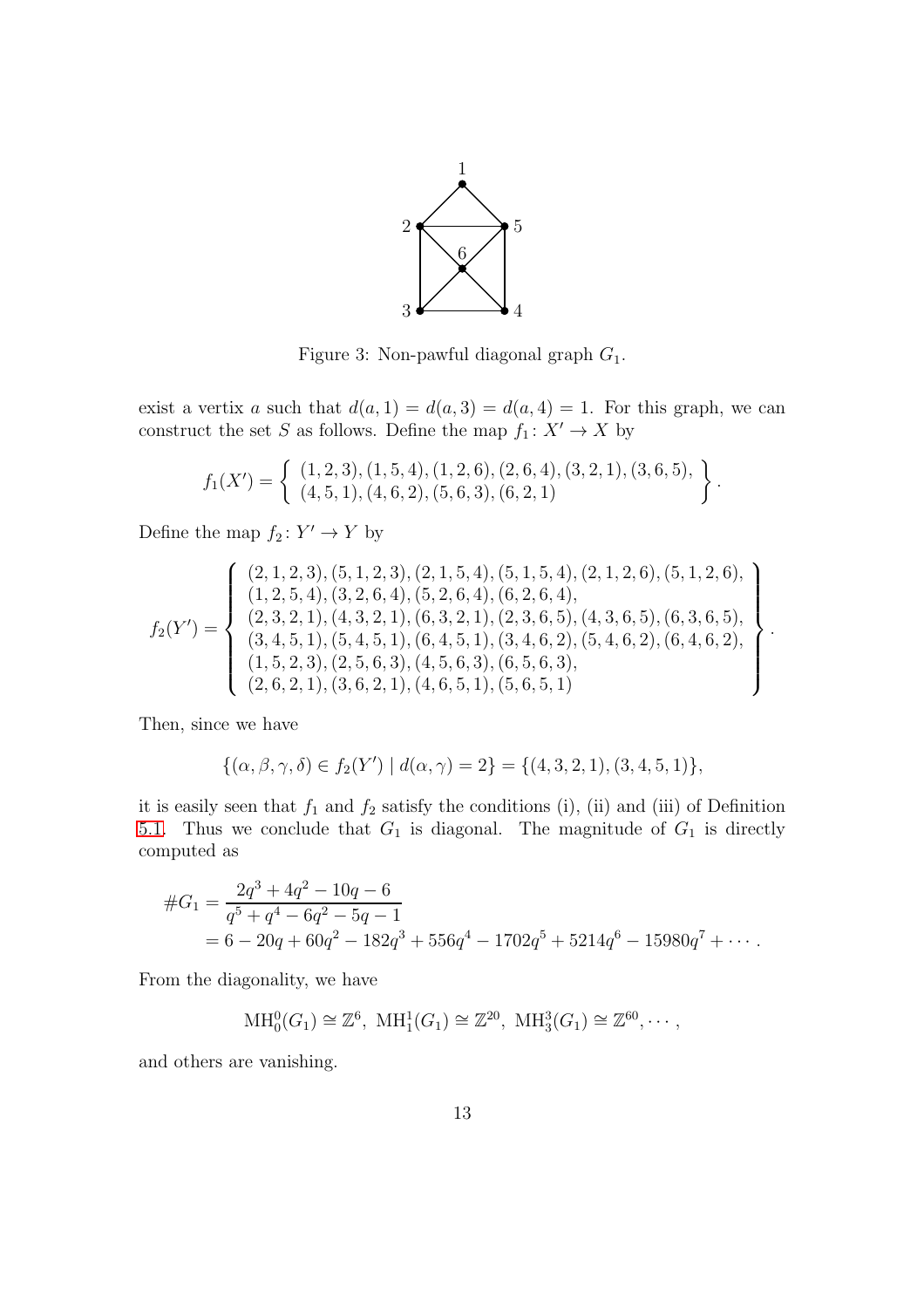Figure 3: Non-pawful diagonal graph $G_1$.

exist a vertix $a$ such that $d(a, 1) = d(a, 3) = d(a, 4) = 1$. For this graph, we can construct the set $S$ as follows. Define the map $f_1 \colon X' \to X$ by

$$f_1(X') = \left\{ \begin{array}{l} (1,2,3),(1,5,4),(1,2,6),(2,6,4),(3,2,1),(3,6,5), \\ (4,5,1),(4,6,2),(5,6,3),(6,2,1) \end{array} \right\}.$$

Define the map $f_2 \colon Y' \to Y$ by

$$f_2(Y') = \left\{ \begin{array}{l} (2,1,2,3),(5,1,2,3),(2,1,5,4),(5,1,5,4),(2,1,2,6),(5,1,2,6), \\ (1,2,5,4),(3,2,6,4),(5,2,6,4),(6,2,6,4), \\ (2,3,2,1),(4,3,2,1),(6,3,2,1),(2,3,6,5),(4,3,6,5),(6,3,6,5), \\ (3,4,5,1),(5,4,5,1),(6,4,5,1),(3,4,6,2),(5,4,6,2),(6,4,6,2), \\ (1,5,2,3),(2,5,6,3),(4,5,6,3),(6,5,6,3), \\ (2,6,2,1),(3,6,2,1),(4,6,5,1),(5,6,5,1) \end{array} \right\}.$$

Then, since we have

$$\{(\alpha, \beta, \gamma, \delta) \in f_2(Y') \mid d(\alpha, \gamma) = 2\} = \{(4,3,2,1),(3,4,5,1)\},$$

it is easily seen that $f_1$ and $f_2$ satisfy the conditions (i), (ii) and (iii) of Definition 5.1. Thus we conclude that $G_1$ is diagonal. The magnitude of $G_1$ is directly computed as

$$\begin{aligned} \#G_1 &= \frac{2q^3 + 4q^2 - 10q - 6}{q^5 + q^4 - 6q^2 - 5q - 1} \\ &= 6 - 20q + 60q^2 - 182q^3 + 556q^4 - 1702q^5 + 5214q^6 - 15980q^7 + \cdots . \end{aligned}$$

From the diagonality, we have

$$\mathrm{MH}_0^0(G_1) \cong \mathbb{Z}^6, \ \mathrm{MH}_1^1(G_1) \cong \mathbb{Z}^{20}, \ \mathrm{MH}_3^3(G_1) \cong \mathbb{Z}^{60}, \cdots ,$$

and others are vanishing.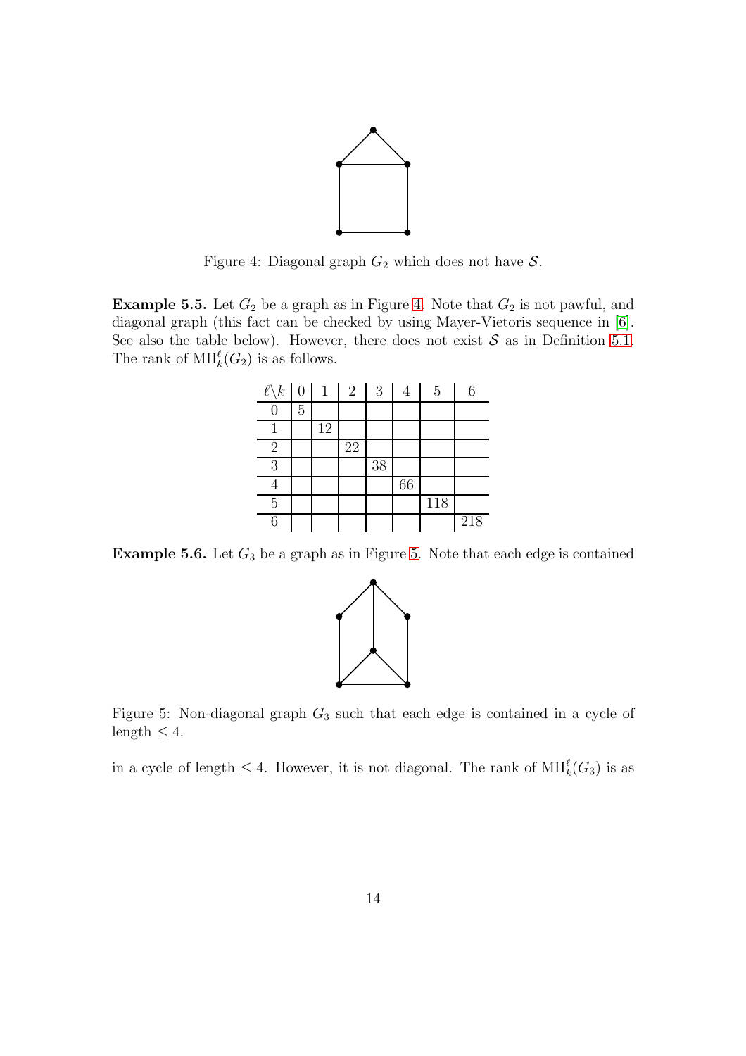Figure 4: Diagonal graph $G_2$ which does not have $\mathcal{S}$.

**Example 5.5.** Let $G_2$ be a graph as in Figure 4. Note that $G_2$ is not pawful, and diagonal graph (this fact can be checked by using Mayer-Vietoris sequence in [6]. See also the table below). However, there does not exist $\mathcal{S}$ as in Definition 5.1. The rank of $\mathrm{MH}_k^\ell(G_2)$ is as follows.

| $\ell \backslash k$ | 0 | 1 | 2 | 3 | 4 | 5 | 6 |
|---|---|---|---|---|---|---|---|
| 0 | 5 | | | | | | |
| 1 | | 12 | | | | | |
| 2 | | | 22 | | | | |
| 3 | | | | 38 | | | |
| 4 | | | | | 66 | | |
| 5 | | | | | | 118 | |
| 6 | | | | | | | 218 |

**Example 5.6.** Let $G_3$ be a graph as in Figure 5. Note that each edge is contained in a cycle of length $\leq 4$. However, it is not diagonal. The rank of $\mathrm{MH}_k^\ell(G_3)$ is as

Figure 5: Non-diagonal graph $G_3$ such that each edge is contained in a cycle of length $\leq 4$.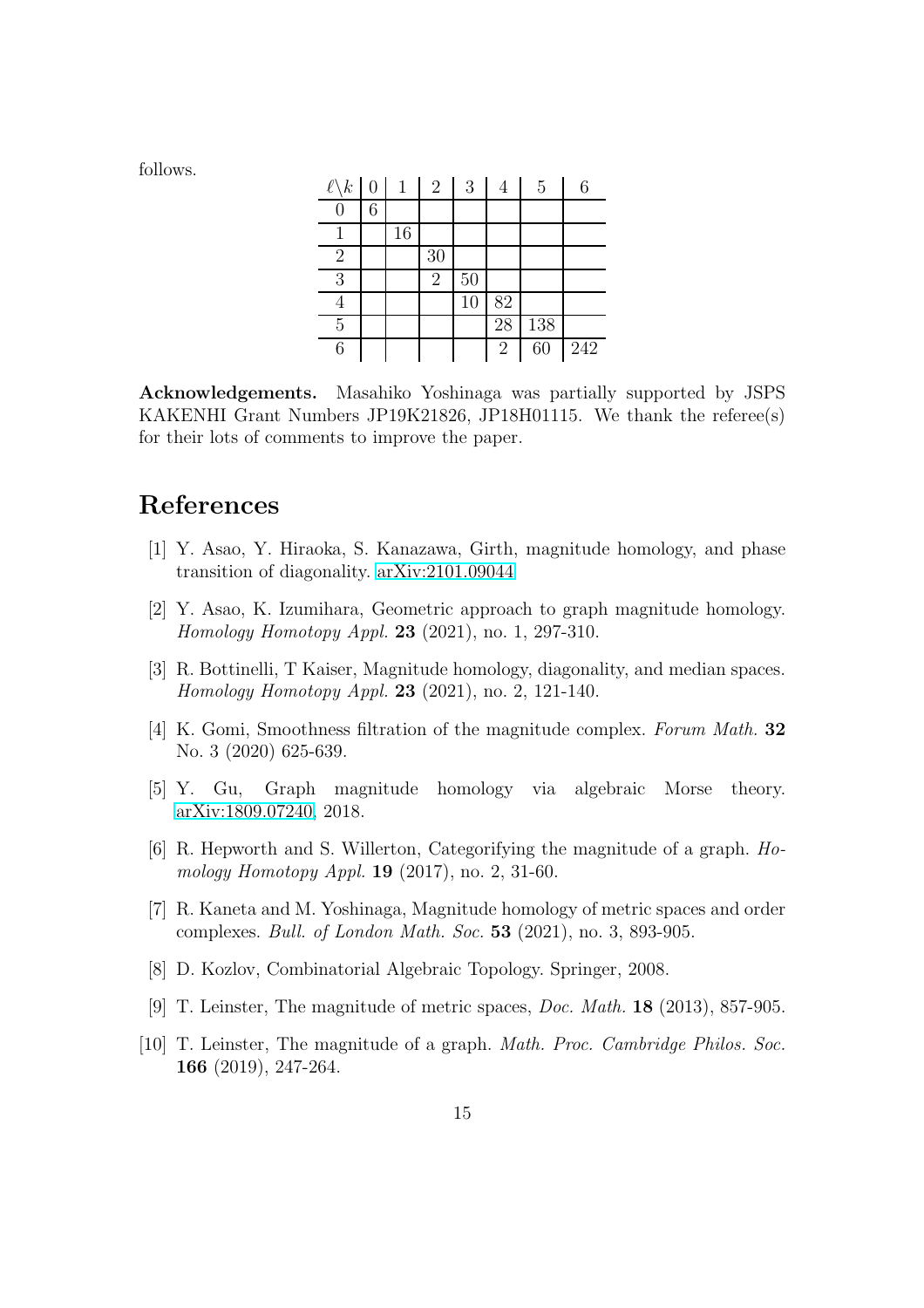follows.

| $\ell\backslash k$ | 0 | 1 | 2 | 3 | 4 | 5 | 6 |
|---|---|---|---|---|---|---|---|
| 0 | 6 | | | | | | |
| 1 | | 16 | | | | | |
| 2 | | | 30 | | | | |
| 3 | | | 2 | 50 | | | |
| 4 | | | | 10 | 82 | | |
| 5 | | | | | 28 | 138 | |
| 6 | | | | | 2 | 60 | 242 |

**Acknowledgements.** Masahiko Yoshinaga was partially supported by JSPS KAKENHI Grant Numbers JP19K21826, JP18H01115. We thank the referee(s) for their lots of comments to improve the paper.

# References

[1] Y. Asao, Y. Hiraoka, S. Kanazawa, Girth, magnitude homology, and phase transition of diagonality. arXiv:2101.09044

[2] Y. Asao, K. Izumihara, Geometric approach to graph magnitude homology. *Homology Homotopy Appl.* **23** (2021), no. 1, 297-310.

[3] R. Bottinelli, T Kaiser, Magnitude homology, diagonality, and median spaces. *Homology Homotopy Appl.* **23** (2021), no. 2, 121-140.

[4] K. Gomi, Smoothness filtration of the magnitude complex. *Forum Math.* **32** No. 3 (2020) 625-639.

[5] Y. Gu, Graph magnitude homology via algebraic Morse theory. arXiv:1809.07240, 2018.

[6] R. Hepworth and S. Willerton, Categorifying the magnitude of a graph. *Homology Homotopy Appl.* **19** (2017), no. 2, 31-60.

[7] R. Kaneta and M. Yoshinaga, Magnitude homology of metric spaces and order complexes. *Bull. of London Math. Soc.* **53** (2021), no. 3, 893-905.

[8] D. Kozlov, Combinatorial Algebraic Topology. Springer, 2008.

[9] T. Leinster, The magnitude of metric spaces, *Doc. Math.* **18** (2013), 857-905.

[10] T. Leinster, The magnitude of a graph. *Math. Proc. Cambridge Philos. Soc.* **166** (2019), 247-264.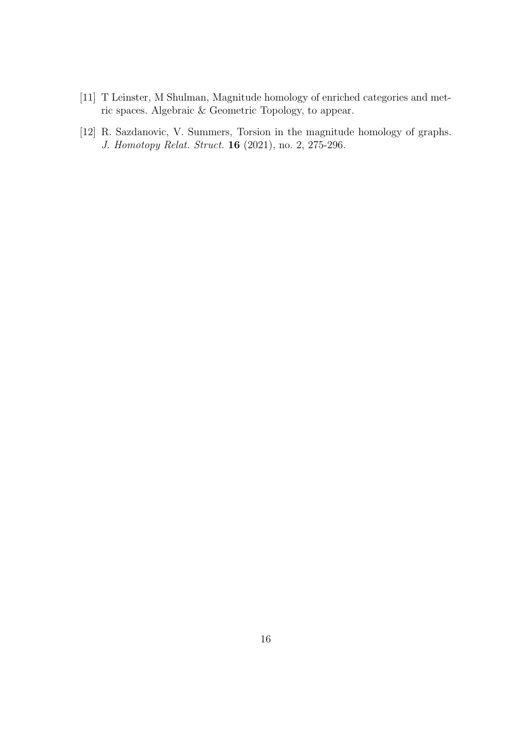[11] T Leinster, M Shulman, Magnitude homology of enriched categories and metric spaces. Algebraic & Geometric Topology, to appear.

[12] R. Sazdanovic, V. Summers, Torsion in the magnitude homology of graphs. *J. Homotopy Relat. Struct.* **16** (2021), no. 2, 275-296.